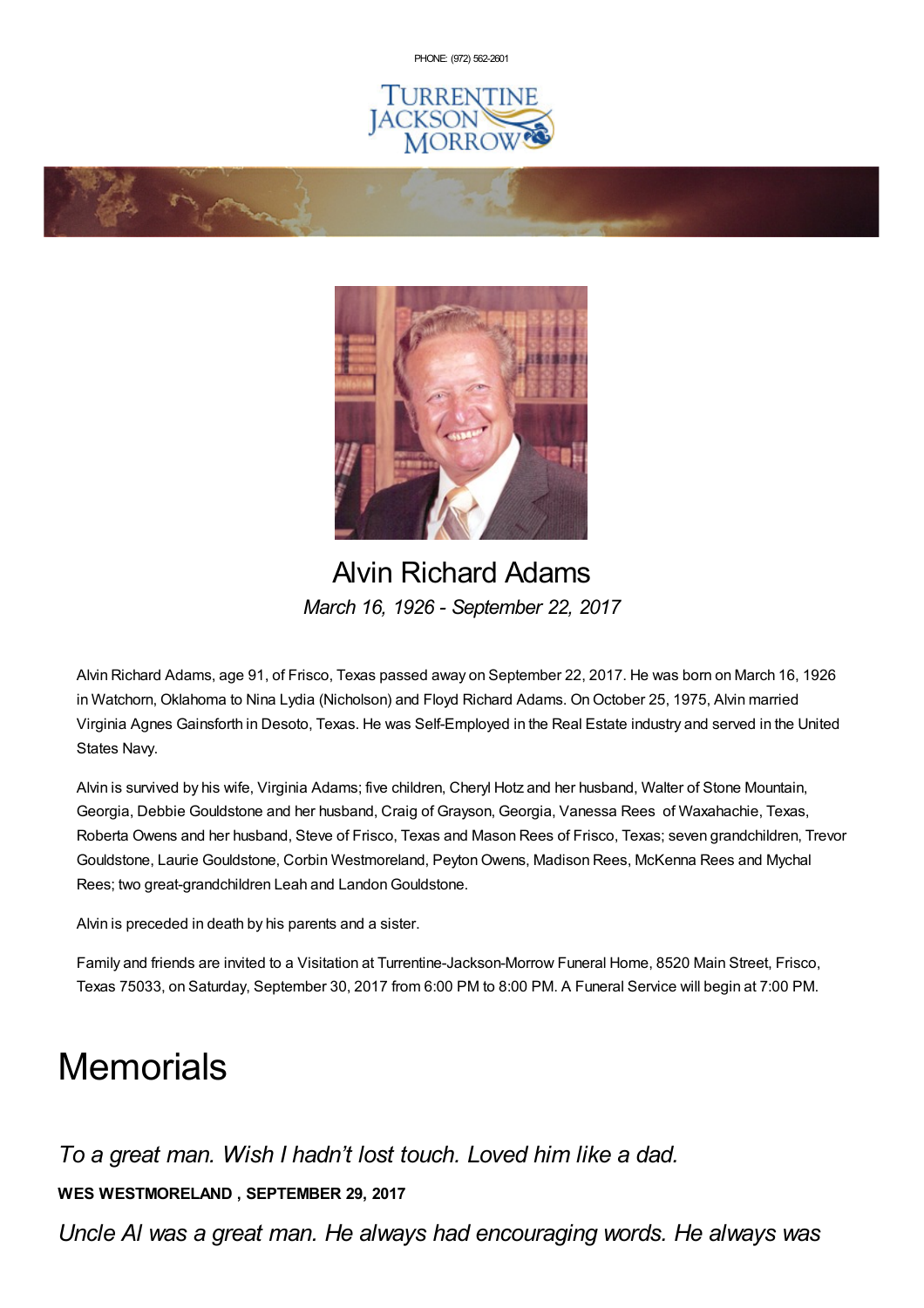PHONE: (972) 562-2601

TURRENTINE JACKSON MORROW

# Alvin Richard Adams

*March 16, 1926 - September 22, 2017*

Alvin Richard Adams, age 91, of Frisco, Texas passed away on September 22, 2017. He was born on March 16, 1926 in Watchorn, Oklahoma to Nina Lydia (Nicholson) and Floyd Richard Adams. On October 25, 1975, Alvin married Virginia Agnes Gainsforth in Desoto, Texas. He was Self-Employed in the Real Estate industry and served in the United States Navy.

Alvin is survived by his wife, Virginia Adams; five children, Cheryl Hotz and her husband, Walter of Stone Mountain, Georgia, Debbie Gouldstone and her husband, Craig of Grayson, Georgia, Vanessa Rees of Waxahachie, Texas, Roberta Owens and her husband, Steve of Frisco, Texas and Mason Rees of Frisco, Texas; seven grandchildren, Trevor Gouldstone, Laurie Gouldstone, Corbin Westmoreland, Peyton Owens, Madison Rees, McKenna Rees and Mychal Rees; two great-grandchildren Leah and Landon Gouldstone.

Alvin is preceded in death by his parents and a sister.

Family and friends are invited to a Visitation at Turrentine-Jackson-Morrow Funeral Home, 8520 Main Street, Frisco, Texas 75033, on Saturday, September 30, 2017 from 6:00 PM to 8:00 PM. A Funeral Service will begin at 7:00 PM.

# Memorials

*To a great man. Wish I hadn't lost touch. Loved him like a dad.*

**WES WESTMORELAND , SEPTEMBER 29, 2017**

*Uncle Al was a great man. He always had encouraging words. He always was*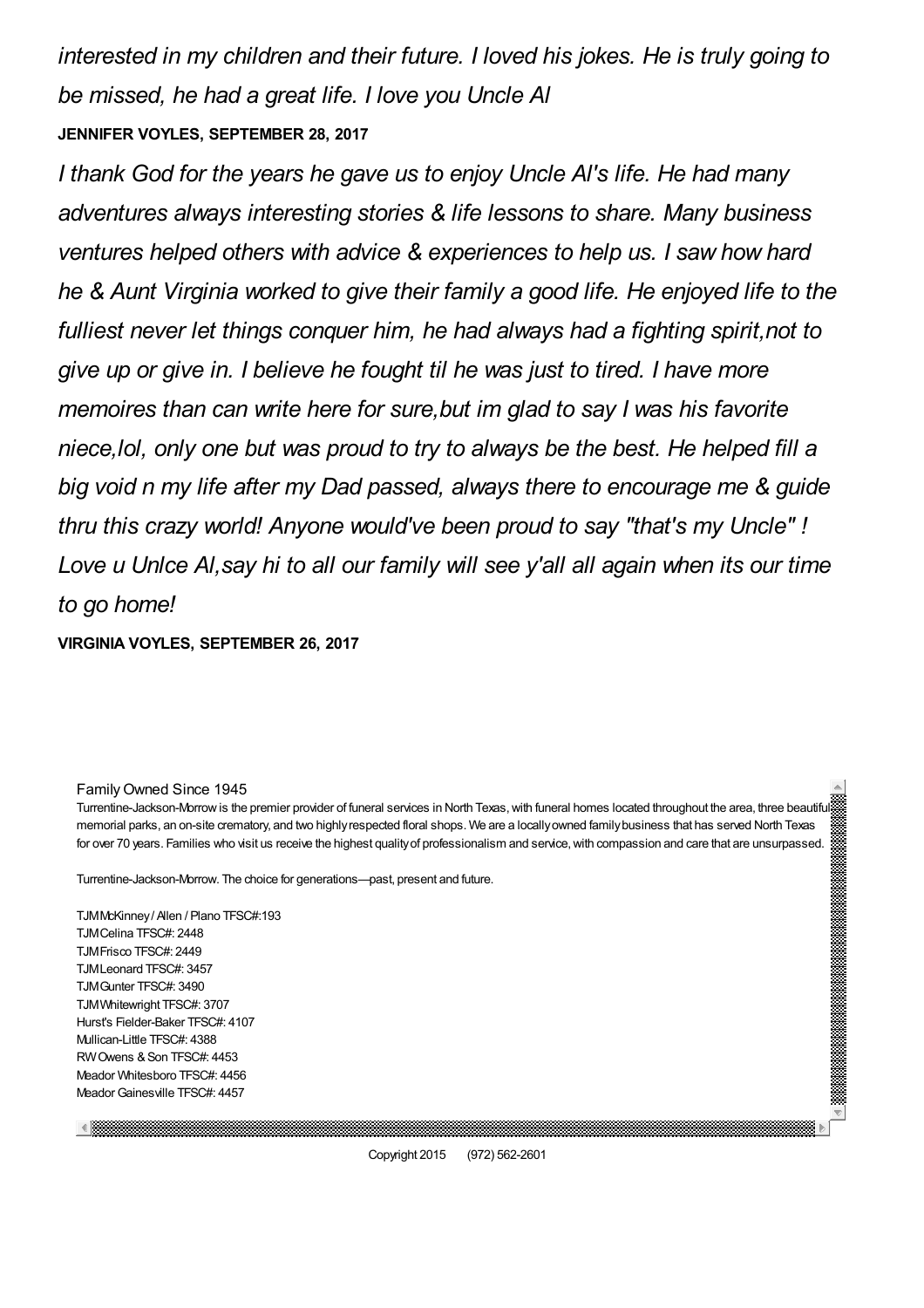*interested in my children and their future. I loved his jokes. He is truly going to be missed, he had a great life. I love you Uncle Al*

**JENNIFER VOYLES, SEPTEMBER 28, 2017**

*I thank God for the years he gave us to enjoy Uncle Al's life. He had many adventures always interesting stories & life lessons to share. Many business ventures helped others with advice & experiences to help us. I saw how hard he & Aunt Virginia worked to give their family a good life. He enjoyed life to the fulliest never let things conquer him, he had always had a fighting spirit,not to give up or give in. I believe he fought til he was just to tired. I have more memoires than can write here for sure,but im glad to say I was his favorite niece,lol, only one but was proud to try to always be the best. He helped fill a big void n my life after my Dad passed, always there to encourage me & guide thru this crazy world! Anyone would've been proud to say "that's my Uncle" ! Love u Unlce Al,say hi to all our family will see y'all all again when its our time to go home!*

**VIRGINIA VOYLES, SEPTEMBER 26, 2017**

Family Owned Since 1945

Turrentine-Jackson-Morrow is the premier provider of funeral services in North Texas, with funeral homes located throughout the area, three beautiful memorial parks, an on-site crematory, and two highly respected floral shops. We are a locally owned family business that has served North Texas for over 70 years. Families who visit us receive the highest quality of professionalism and service, with compassion and care that are unsurpassed.

Turrentine-Jackson-Morrow. The choice for generations—past, present and future.

TJM McKinney / Allen / Plano TFSC#:193
TJM Celina TFSC#: 2448
TJM Frisco TFSC#: 2449
TJM Leonard TFSC#: 3457
TJM Gunter TFSC#: 3490
TJM Whitewright TFSC#: 3707
Hurst's Fielder-Baker TFSC#: 4107
Mullican-Little TFSC#: 4388
RW Owens & Son TFSC#: 4453
Meador Whitesboro TFSC#: 4456
Meador Gainesville TFSC#: 4457

Copyright 2015 (972) 562-2601